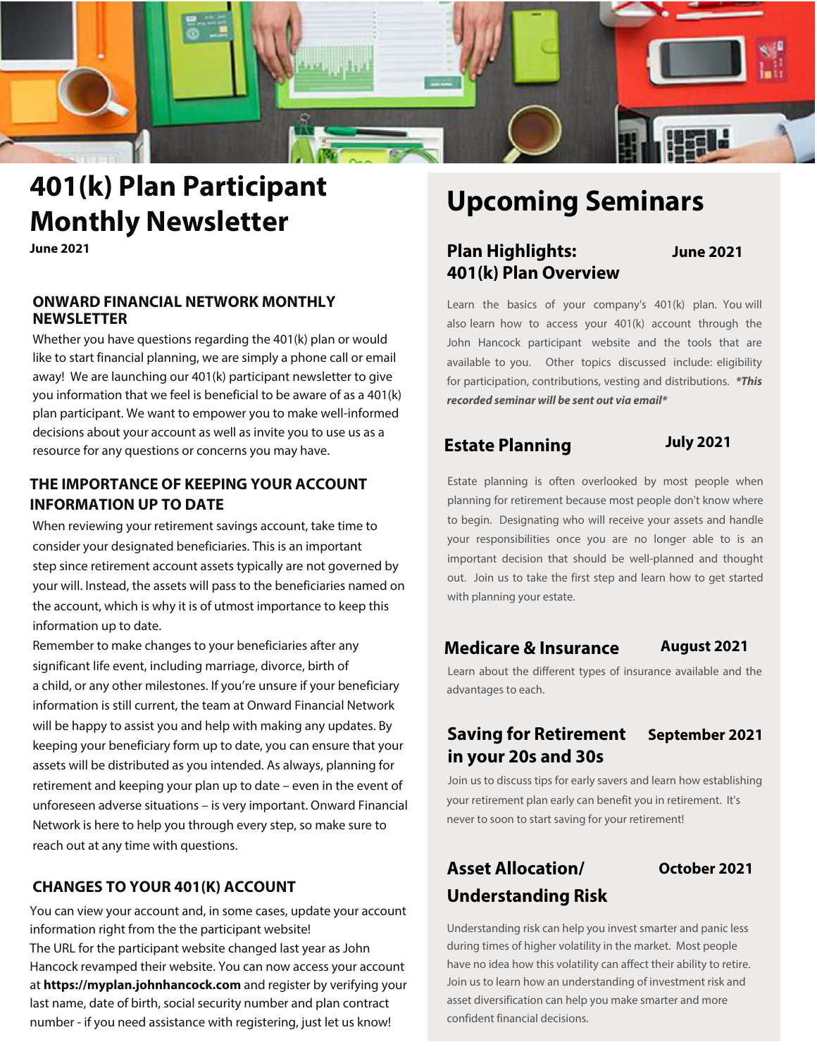# 401(k) Plan Participant Monthly Newsletter

**June 2021**

## ONWARD FINANCIAL NETWORK MONTHLY NEWSLETTER

Whether you have questions regarding the 401(k) plan or would like to start financial planning, we are simply a phone call or email away! We are launching our 401(k) participant newsletter to give you information that we feel is beneficial to be aware of as a 401(k) plan participant. We want to empower you to make well-informed decisions about your account as well as invite you to use us as a resource for any questions or concerns you may have.

## THE IMPORTANCE OF KEEPING YOUR ACCOUNT INFORMATION UP TO DATE

When reviewing your retirement savings account, take time to consider your designated beneficiaries. This is an important step since retirement account assets typically are not governed by your will. Instead, the assets will pass to the beneficiaries named on the account, which is why it is of utmost importance to keep this information up to date.

Remember to make changes to your beneficiaries after any significant life event, including marriage, divorce, birth of a child, or any other milestones. If you're unsure if your beneficiary information is still current, the team at Onward Financial Network will be happy to assist you and help with making any updates. By keeping your beneficiary form up to date, you can ensure that your assets will be distributed as you intended. As always, planning for retirement and keeping your plan up to date – even in the event of unforeseen adverse situations – is very important. Onward Financial Network is here to help you through every step, so make sure to reach out at any time with questions.

## CHANGES TO YOUR 401(K) ACCOUNT

You can view your account and, in some cases, update your account information right from the the participant website!

The URL for the participant website changed last year as John Hancock revamped their website. You can now access your account at **https://myplan.johnhancock.com** and register by verifying your last name, date of birth, social security number and plan contract number - if you need assistance with registering, just let us know!

# Upcoming Seminars

### Plan Highlights: 401(k) Plan Overview — June 2021

Learn the basics of your company's 401(k) plan. You will also learn how to access your 401(k) account through the John Hancock participant website and the tools that are available to you. Other topics discussed include: eligibility for participation, contributions, vesting and distributions. ***This recorded seminar will be sent out via email****

### Estate Planning — July 2021

Estate planning is often overlooked by most people when planning for retirement because most people don't know where to begin. Designating who will receive your assets and handle your responsibilities once you are no longer able to is an important decision that should be well-planned and thought out. Join us to take the first step and learn how to get started with planning your estate.

### Medicare & Insurance — August 2021

Learn about the different types of insurance available and the advantages to each.

### Saving for Retirement in your 20s and 30s — September 2021

Join us to discuss tips for early savers and learn how establishing your retirement plan early can benefit you in retirement. It's never to soon to start saving for your retirement!

### Asset Allocation/ Understanding Risk — October 2021

Understanding risk can help you invest smarter and panic less during times of higher volatility in the market. Most people have no idea how this volatility can affect their ability to retire. Join us to learn how an understanding of investment risk and asset diversification can help you make smarter and more confident financial decisions.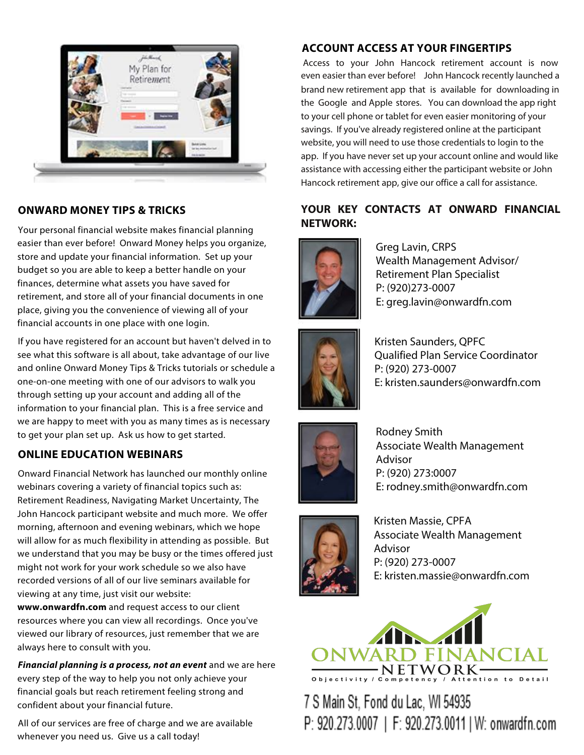## ONWARD MONEY TIPS & TRICKS

Your personal financial website makes financial planning easier than ever before! Onward Money helps you organize, store and update your financial information. Set up your budget so you are able to keep a better handle on your finances, determine what assets you have saved for retirement, and store all of your financial documents in one place, giving you the convenience of viewing all of your financial accounts in one place with one login.

If you have registered for an account but haven't delved in to see what this software is all about, take advantage of our live and online Onward Money Tips & Tricks tutorials or schedule a one-on-one meeting with one of our advisors to walk you through setting up your account and adding all of the information to your financial plan. This is a free service and we are happy to meet with you as many times as is necessary to get your plan set up. Ask us how to get started.

## ONLINE EDUCATION WEBINARS

Onward Financial Network has launched our monthly online webinars covering a variety of financial topics such as: Retirement Readiness, Navigating Market Uncertainty, The John Hancock participant website and much more. We offer morning, afternoon and evening webinars, which we hope will allow for as much flexibility in attending as possible. But we understand that you may be busy or the times offered just might not work for your work schedule so we also have recorded versions of all of our live seminars available for viewing at any time, just visit our website: **www.onwardfn.com** and request access to our client resources where you can view all recordings. Once you've viewed our library of resources, just remember that we are always here to consult with you.

***Financial planning is a process, not an event*** and we are here every step of the way to help you not only achieve your financial goals but reach retirement feeling strong and confident about your financial future.

All of our services are free of charge and we are available whenever you need us. Give us a call today!

## ACCOUNT ACCESS AT YOUR FINGERTIPS

Access to your John Hancock retirement account is now even easier than ever before! John Hancock recently launched a brand new retirement app that is available for downloading in the Google and Apple stores. You can download the app right to your cell phone or tablet for even easier monitoring of your savings. If you've already registered online at the participant website, you will need to use those credentials to login to the app. If you have never set up your account online and would like assistance with accessing either the participant website or John Hancock retirement app, give our office a call for assistance.

## YOUR KEY CONTACTS AT ONWARD FINANCIAL NETWORK:

Greg Lavin, CRPS
Wealth Management Advisor/
Retirement Plan Specialist
P: (920)273-0007
E: greg.lavin@onwardfn.com

Kristen Saunders, QPFC
Qualified Plan Service Coordinator
P: (920) 273-0007
E: kristen.saunders@onwardfn.com

Rodney Smith
Associate Wealth Management Advisor
P: (920) 273:0007
E: rodney.smith@onwardfn.com

Kristen Massie, CPFA
Associate Wealth Management Advisor
P: (920) 273-0007
E: kristen.massie@onwardfn.com

ONWARD FINANCIAL NETWORK
Objectivity / Competency / Attention to Detail

7 S Main St, Fond du Lac, WI 54935
P: 920.273.0007 | F: 920.273.0011 | W: onwardfn.com